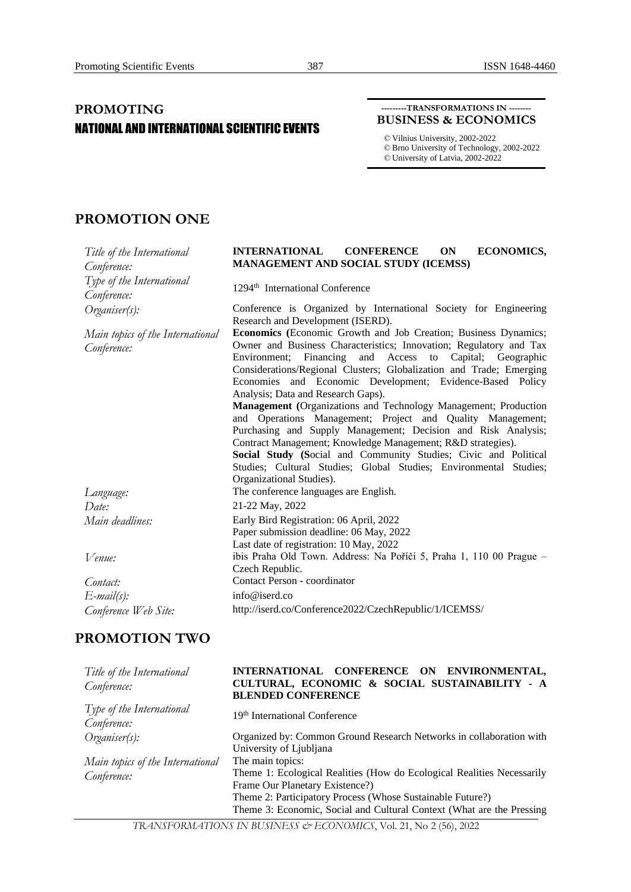# PROMOTING NATIONAL AND INTERNATIONAL SCIENTIFIC EVENTS

**---------TRANSFORMATIONS IN --------**
**BUSINESS & ECONOMICS**

© Vilnius University, 2002-2022
© Brno University of Technology, 2002-2022
© University of Latvia, 2002-2022

## PROMOTION ONE

| | |
|---|---|
| *Title of the International Conference:* | **INTERNATIONAL CONFERENCE ON ECONOMICS, MANAGEMENT AND SOCIAL STUDY (ICEMSS)** |
| *Type of the International Conference:* | 1294th International Conference |
| *Organiser(s):* | Conference is Organized by International Society for Engineering Research and Development (ISERD). |
| *Main topics of the International Conference:* | **Economics (**Economic Growth and Job Creation; Business Dynamics; Owner and Business Characteristics; Innovation; Regulatory and Tax Environment; Financing and Access to Capital; Geographic Considerations/Regional Clusters; Globalization and Trade; Emerging Economies and Economic Development; Evidence-Based Policy Analysis; Data and Research Gaps). **Management (**Organizations and Technology Management; Production and Operations Management; Project and Quality Management; Purchasing and Supply Management; Decision and Risk Analysis; Contract Management; Knowledge Management; R&D strategies). **Social Study (S**ocial and Community Studies; Civic and Political Studies; Cultural Studies; Global Studies; Environmental Studies; Organizational Studies). |
| *Language:* | The conference languages are English. |
| *Date:* | 21-22 May, 2022 |
| *Main deadlines:* | Early Bird Registration: 06 April, 2022<br>Paper submission deadline: 06 May, 2022<br>Last date of registration: 10 May, 2022 |
| *Venue:* | ibis Praha Old Town. Address: Na Poříčí 5, Praha 1, 110 00 Prague – Czech Republic. |
| *Contact:* | Contact Person - coordinator |
| *E-mail(s):* | info@iserd.co |
| *Conference Web Site:* | http://iserd.co/Conference2022/CzechRepublic/1/ICEMSS/ |

## PROMOTION TWO

| | |
|---|---|
| *Title of the International Conference:* | **INTERNATIONAL CONFERENCE ON ENVIRONMENTAL, CULTURAL, ECONOMIC & SOCIAL SUSTAINABILITY - A BLENDED CONFERENCE** |
| *Type of the International Conference:* | 19th International Conference |
| *Organiser(s):* | Organized by: Common Ground Research Networks in collaboration with University of Ljubljana |
| *Main topics of the International Conference:* | The main topics:<br>Theme 1: Ecological Realities (How do Ecological Realities Necessarily Frame Our Planetary Existence?)<br>Theme 2: Participatory Process (Whose Sustainable Future?)<br>Theme 3: Economic, Social and Cultural Context (What are the Pressing |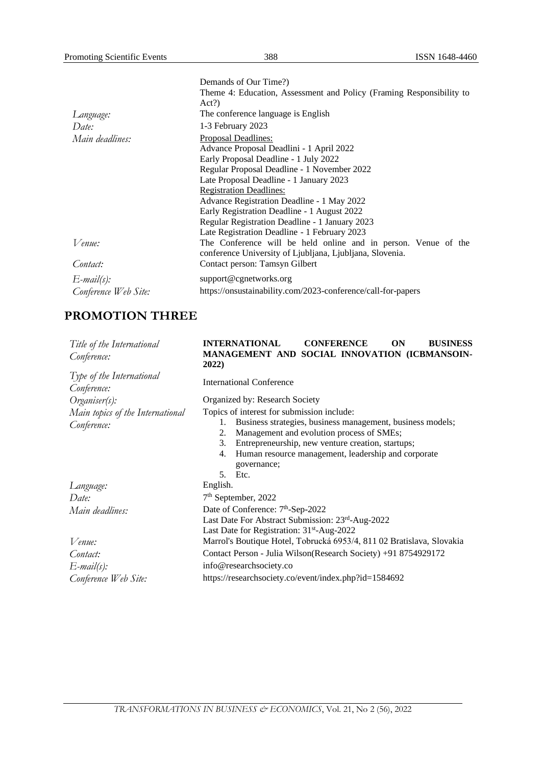| | |
|---|---|
| | Demands of Our Time?)<br>Theme 4: Education, Assessment and Policy (Framing Responsibility to Act?) |
| *Language:* | The conference language is English |
| *Date:* | 1-3 February 2023 |
| *Main deadlines:* | Proposal Deadlines:<br>Advance Proposal Deadlini - 1 April 2022<br>Early Proposal Deadline - 1 July 2022<br>Regular Proposal Deadline - 1 November 2022<br>Late Proposal Deadline - 1 January 2023<br>Registration Deadlines:<br>Advance Registration Deadline - 1 May 2022<br>Early Registration Deadline - 1 August 2022<br>Regular Registration Deadline - 1 January 2023<br>Late Registration Deadline - 1 February 2023 |
| *Venue:* | The Conference will be held online and in person. Venue of the conference University of Ljubljana, Ljubljana, Slovenia. |
| *Contact:* | Contact person: Tamsyn Gilbert |
| *E-mail(s):* | support@cgnetworks.org |
| *Conference Web Site:* | https://onsustainability.com/2023-conference/call-for-papers |

## PROMOTION THREE

| | |
|---|---|
| *Title of the International Conference:* | **INTERNATIONAL CONFERENCE ON BUSINESS MANAGEMENT AND SOCIAL INNOVATION (ICBMANSOIN-2022)** |
| *Type of the International Conference:* | International Conference |
| *Organiser(s):* | Organized by: Research Society |
| *Main topics of the International Conference:* | Topics of interest for submission include:<br>1. Business strategies, business management, business models;<br>2. Management and evolution process of SMEs;<br>3. Entrepreneurship, new venture creation, startups;<br>4. Human resource management, leadership and corporate governance;<br>5. Etc. |
| *Language:* | English. |
| *Date:* | 7th September, 2022 |
| *Main deadlines:* | Date of Conference: 7th-Sep-2022<br>Last Date For Abstract Submission: 23rd-Aug-2022<br>Last Date for Registration: 31st-Aug-2022 |
| *Venue:* | Marrol's Boutique Hotel, Tobrucká 6953/4, 811 02 Bratislava, Slovakia |
| *Contact:* | Contact Person - Julia Wilson(Research Society) +91 8754929172 |
| *E-mail(s):* | info@researchsociety.co |
| *Conference Web Site:* | https://researchsociety.co/event/index.php?id=1584692 |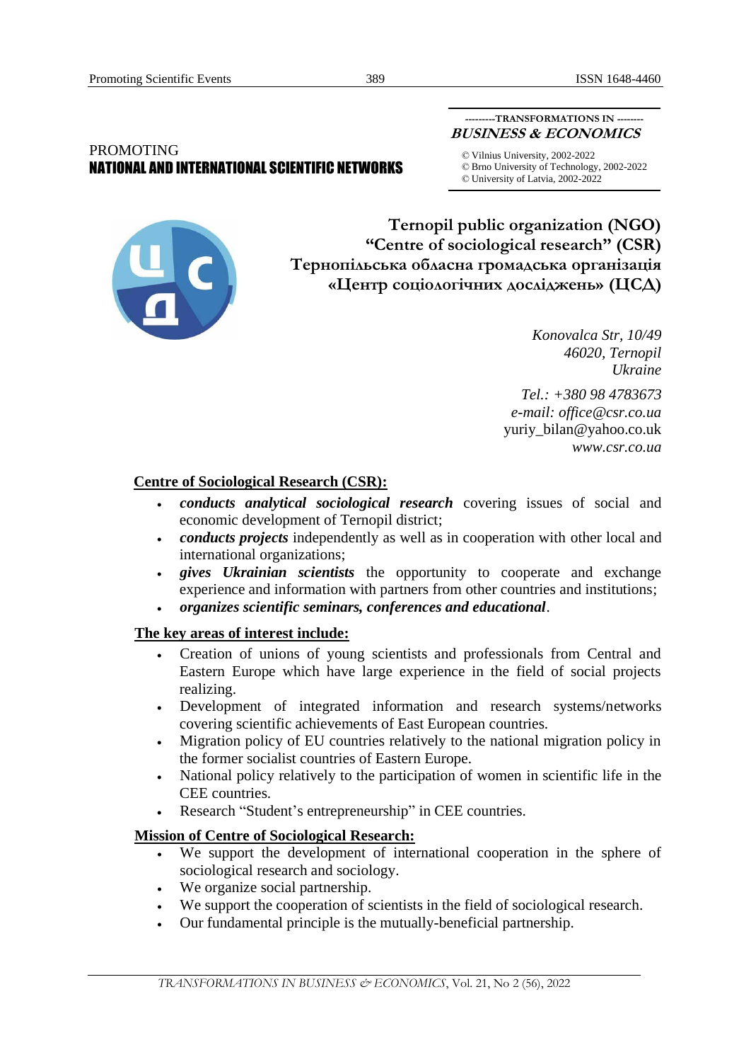PROMOTING
**NATIONAL AND INTERNATIONAL SCIENTIFIC NETWORKS**

---------TRANSFORMATIONS IN --------
***BUSINESS & ECONOMICS***

© Vilnius University, 2002-2022
© Brno University of Technology, 2002-2022
© University of Latvia, 2002-2022

# Ternopil public organization (NGO) "Centre of sociological research" (CSR)
# Тернопільська обласна громадська організація «Центр соціологічних досліджень» (ЦСД)

*Konovalca Str, 10/49*
*46020, Ternopil*
*Ukraine*

*Tel.: +380 98 4783673*
*e-mail: office@csr.co.ua*
yuriy_bilan@yahoo.co.uk
*www.csr.co.ua*

**Centre of Sociological Research (CSR):**

- ***conducts analytical sociological research*** covering issues of social and economic development of Ternopil district;
- ***conducts projects*** independently as well as in cooperation with other local and international organizations;
- ***gives Ukrainian scientists*** the opportunity to cooperate and exchange experience and information with partners from other countries and institutions;
- ***organizes scientific seminars, conferences and educational***.

**The key areas of interest include:**

- Creation of unions of young scientists and professionals from Central and Eastern Europe which have large experience in the field of social projects realizing.
- Development of integrated information and research systems/networks covering scientific achievements of East European countries.
- Migration policy of EU countries relatively to the national migration policy in the former socialist countries of Eastern Europe.
- National policy relatively to the participation of women in scientific life in the CEE countries.
- Research "Student's entrepreneurship" in CEE countries.

**Mission of Centre of Sociological Research:**

- We support the development of international cooperation in the sphere of sociological research and sociology.
- We organize social partnership.
- We support the cooperation of scientists in the field of sociological research.
- Our fundamental principle is the mutually-beneficial partnership.